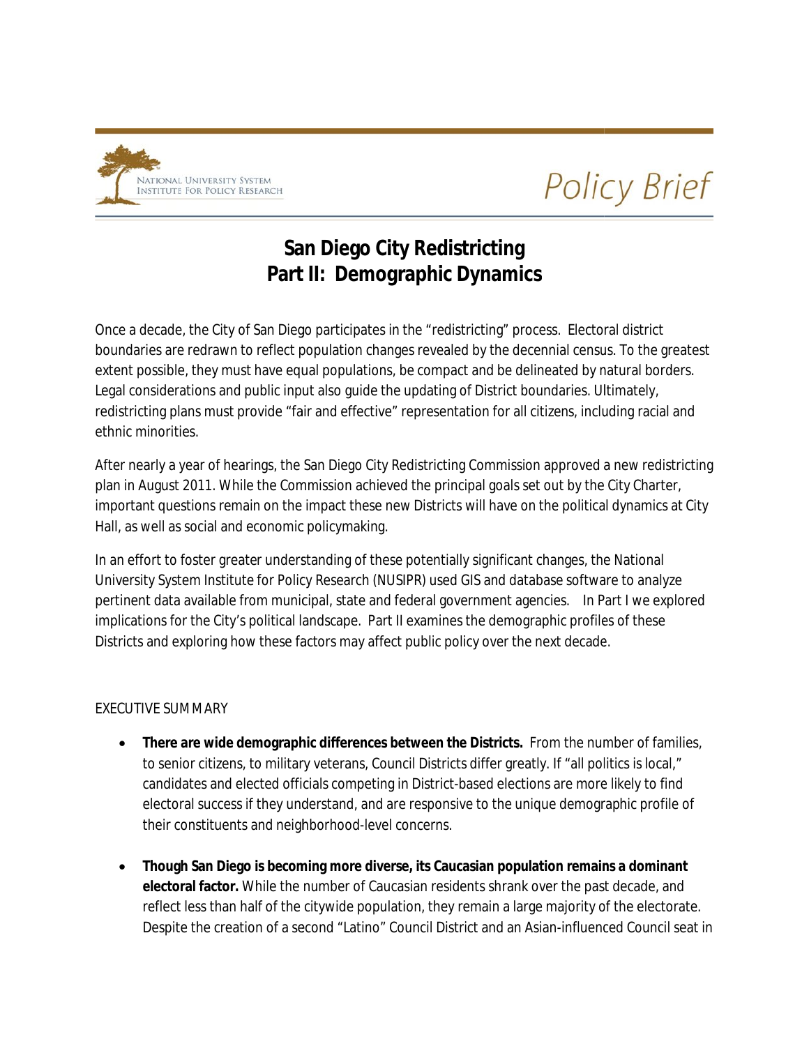NATIONAL UNIVERSITY SYSTEM
INSTITUTE FOR POLICY RESEARCH

*Policy Brief*

# San Diego City Redistricting
# Part II: Demographic Dynamics

Once a decade, the City of San Diego participates in the "redistricting" process. Electoral district boundaries are redrawn to reflect population changes revealed by the decennial census. To the greatest extent possible, they must have equal populations, be compact and be delineated by natural borders. Legal considerations and public input also guide the updating of District boundaries. Ultimately, redistricting plans must provide "fair and effective" representation for all citizens, including racial and ethnic minorities.

After nearly a year of hearings, the San Diego City Redistricting Commission approved a new redistricting plan in August 2011. While the Commission achieved the principal goals set out by the City Charter, important questions remain on the impact these new Districts will have on the political dynamics at City Hall, as well as social and economic policymaking.

In an effort to foster greater understanding of these potentially significant changes, the National University System Institute for Policy Research (NUSIPR) used GIS and database software to analyze pertinent data available from municipal, state and federal government agencies. In Part I we explored implications for the City's political landscape. Part II examines the demographic profiles of these Districts and exploring how these factors may affect public policy over the next decade.

EXECUTIVE SUMMARY

- **There are wide demographic differences between the Districts.** From the number of families, to senior citizens, to military veterans, Council Districts differ greatly. If "all politics is local," candidates and elected officials competing in District-based elections are more likely to find electoral success if they understand, and are responsive to the unique demographic profile of their constituents and neighborhood-level concerns.

- **Though San Diego is becoming more diverse, its Caucasian population remains a dominant electoral factor.** While the number of Caucasian residents shrank over the past decade, and reflect less than half of the citywide population, they remain a large majority of the electorate. Despite the creation of a second "Latino" Council District and an Asian-influenced Council seat in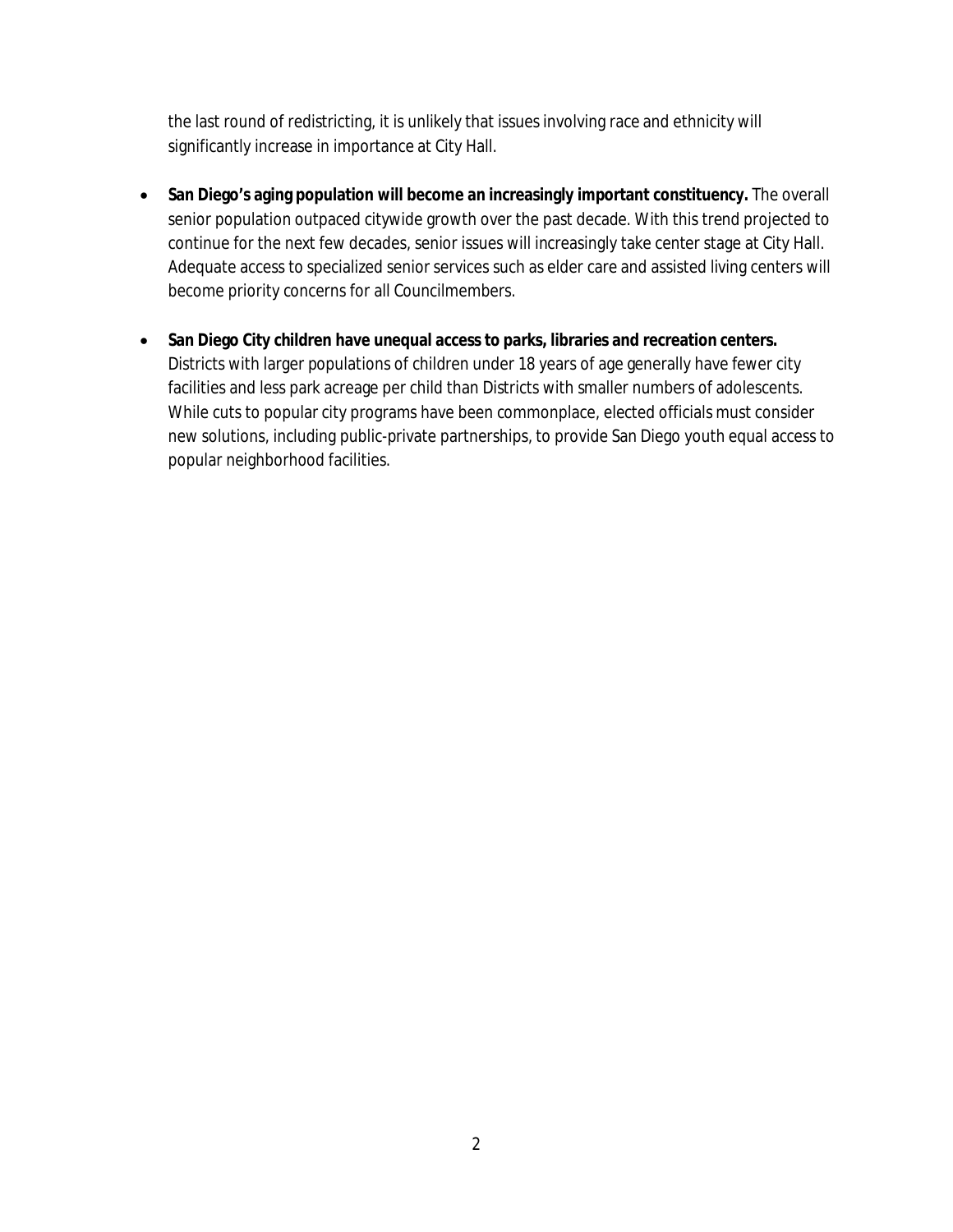the last round of redistricting, it is unlikely that issues involving race and ethnicity will significantly increase in importance at City Hall.

- **San Diego's aging population will become an increasingly important constituency.** The overall senior population outpaced citywide growth over the past decade. With this trend projected to continue for the next few decades, senior issues will increasingly take center stage at City Hall. Adequate access to specialized senior services such as elder care and assisted living centers will become priority concerns for all Councilmembers.

- **San Diego City children have unequal access to parks, libraries and recreation centers.** Districts with larger populations of children under 18 years of age generally have fewer city facilities and less park acreage per child than Districts with smaller numbers of adolescents. While cuts to popular city programs have been commonplace, elected officials must consider new solutions, including public-private partnerships, to provide San Diego youth equal access to popular neighborhood facilities.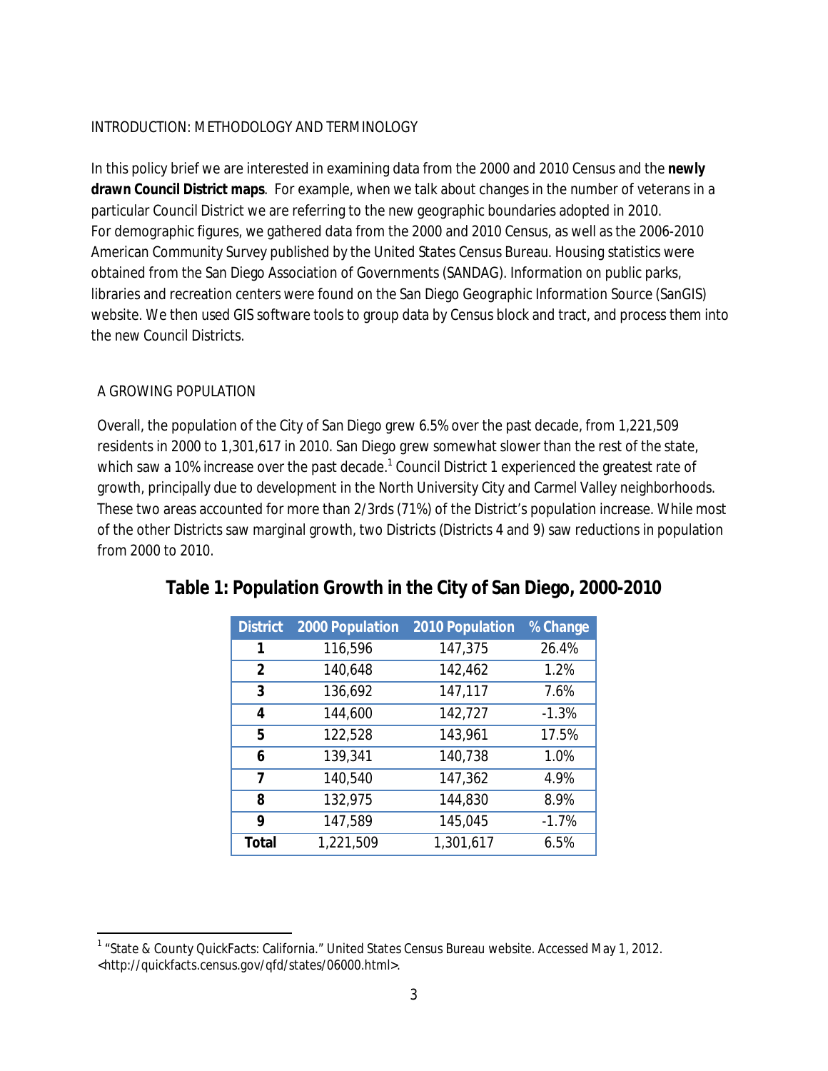## INTRODUCTION: METHODOLOGY AND TERMINOLOGY

In this policy brief we are interested in examining data from the 2000 and 2010 Census and the **newly drawn Council District maps**. For example, when we talk about changes in the number of veterans in a particular Council District we are referring to the new geographic boundaries adopted in 2010. For demographic figures, we gathered data from the 2000 and 2010 Census, as well as the 2006-2010 American Community Survey published by the United States Census Bureau. Housing statistics were obtained from the San Diego Association of Governments (SANDAG). Information on public parks, libraries and recreation centers were found on the San Diego Geographic Information Source (SanGIS) website. We then used GIS software tools to group data by Census block and tract, and process them into the new Council Districts.

## A GROWING POPULATION

Overall, the population of the City of San Diego grew 6.5% over the past decade, from 1,221,509 residents in 2000 to 1,301,617 in 2010. San Diego grew somewhat slower than the rest of the state, which saw a 10% increase over the past decade.[1] Council District 1 experienced the greatest rate of growth, principally due to development in the North University City and Carmel Valley neighborhoods. These two areas accounted for more than 2/3rds (71%) of the District's population increase. While most of the other Districts saw marginal growth, two Districts (Districts 4 and 9) saw reductions in population from 2000 to 2010.

**Table 1: Population Growth in the City of San Diego, 2000-2010**

| District | 2000 Population | 2010 Population | % Change |
|---|---|---|---|
| **1** | 116,596 | 147,375 | 26.4% |
| **2** | 140,648 | 142,462 | 1.2% |
| **3** | 136,692 | 147,117 | 7.6% |
| **4** | 144,600 | 142,727 | -1.3% |
| **5** | 122,528 | 143,961 | 17.5% |
| **6** | 139,341 | 140,738 | 1.0% |
| **7** | 140,540 | 147,362 | 4.9% |
| **8** | 132,975 | 144,830 | 8.9% |
| **9** | 147,589 | 145,045 | -1.7% |
| **Total** | 1,221,509 | 1,301,617 | 6.5% |

[1] "State & County QuickFacts: California." United States Census Bureau website. Accessed May 1, 2012. <http://quickfacts.census.gov/qfd/states/06000.html>.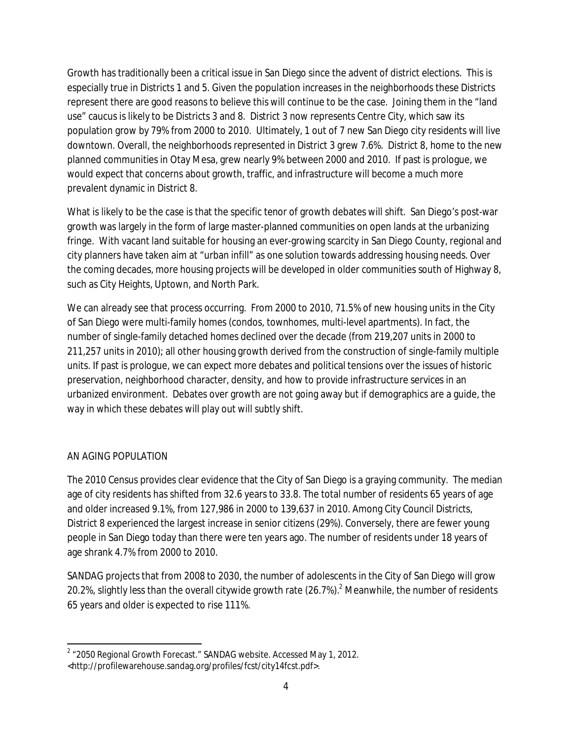Growth has traditionally been a critical issue in San Diego since the advent of district elections. This is especially true in Districts 1 and 5. Given the population increases in the neighborhoods these Districts represent there are good reasons to believe this will continue to be the case. Joining them in the "land use" caucus is likely to be Districts 3 and 8. District 3 now represents Centre City, which saw its population grow by 79% from 2000 to 2010. Ultimately, 1 out of 7 new San Diego city residents will live downtown. Overall, the neighborhoods represented in District 3 grew 7.6%. District 8, home to the new planned communities in Otay Mesa, grew nearly 9% between 2000 and 2010. If past is prologue, we would expect that concerns about growth, traffic, and infrastructure will become a much more prevalent dynamic in District 8.

What is likely to be the case is that the specific tenor of growth debates will shift. San Diego's post-war growth was largely in the form of large master-planned communities on open lands at the urbanizing fringe. With vacant land suitable for housing an ever-growing scarcity in San Diego County, regional and city planners have taken aim at "urban infill" as one solution towards addressing housing needs. Over the coming decades, more housing projects will be developed in older communities south of Highway 8, such as City Heights, Uptown, and North Park.

We can already see that process occurring. From 2000 to 2010, 71.5% of new housing units in the City of San Diego were multi-family homes (condos, townhomes, multi-level apartments). In fact, the number of single-family detached homes declined over the decade (from 219,207 units in 2000 to 211,257 units in 2010); all other housing growth derived from the construction of single-family multiple units. If past is prologue, we can expect more debates and political tensions over the issues of historic preservation, neighborhood character, density, and how to provide infrastructure services in an urbanized environment. Debates over growth are not going away but if demographics are a guide, the way in which these debates will play out will subtly shift.

## AN AGING POPULATION

The 2010 Census provides clear evidence that the City of San Diego is a graying community. The median age of city residents has shifted from 32.6 years to 33.8. The total number of residents 65 years of age and older increased 9.1%, from 127,986 in 2000 to 139,637 in 2010. Among City Council Districts, District 8 experienced the largest increase in senior citizens (29%). Conversely, there are fewer young people in San Diego today than there were ten years ago. The number of residents under 18 years of age shrank 4.7% from 2000 to 2010.

SANDAG projects that from 2008 to 2030, the number of adolescents in the City of San Diego will grow 20.2%, slightly less than the overall citywide growth rate (26.7%).[2] Meanwhile, the number of residents 65 years and older is expected to rise 111%.

---

[2] "2050 Regional Growth Forecast." SANDAG website. Accessed May 1, 2012. <http://profilewarehouse.sandag.org/profiles/fcst/city14fcst.pdf>.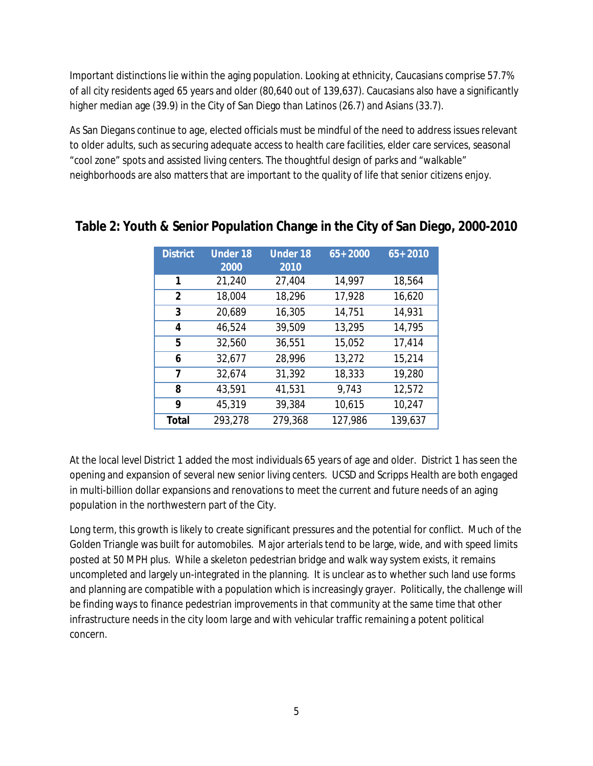Important distinctions lie within the aging population. Looking at ethnicity, Caucasians comprise 57.7% of all city residents aged 65 years and older (80,640 out of 139,637). Caucasians also have a significantly higher median age (39.9) in the City of San Diego than Latinos (26.7) and Asians (33.7).

As San Diegans continue to age, elected officials must be mindful of the need to address issues relevant to older adults, such as securing adequate access to health care facilities, elder care services, seasonal "cool zone" spots and assisted living centers. The thoughtful design of parks and "walkable" neighborhoods are also matters that are important to the quality of life that senior citizens enjoy.

## Table 2: Youth & Senior Population Change in the City of San Diego, 2000-2010

| District | Under 18 2000 | Under 18 2010 | 65+ 2000 | 65+ 2010 |
|---|---|---|---|---|
| 1 | 21,240 | 27,404 | 14,997 | 18,564 |
| 2 | 18,004 | 18,296 | 17,928 | 16,620 |
| 3 | 20,689 | 16,305 | 14,751 | 14,931 |
| 4 | 46,524 | 39,509 | 13,295 | 14,795 |
| 5 | 32,560 | 36,551 | 15,052 | 17,414 |
| 6 | 32,677 | 28,996 | 13,272 | 15,214 |
| 7 | 32,674 | 31,392 | 18,333 | 19,280 |
| 8 | 43,591 | 41,531 | 9,743 | 12,572 |
| 9 | 45,319 | 39,384 | 10,615 | 10,247 |
| **Total** | 293,278 | 279,368 | 127,986 | 139,637 |

At the local level District 1 added the most individuals 65 years of age and older. District 1 has seen the opening and expansion of several new senior living centers. UCSD and Scripps Health are both engaged in multi-billion dollar expansions and renovations to meet the current and future needs of an aging population in the northwestern part of the City.

Long term, this growth is likely to create significant pressures and the potential for conflict. Much of the Golden Triangle was built for automobiles. Major arterials tend to be large, wide, and with speed limits posted at 50 MPH plus. While a skeleton pedestrian bridge and walk way system exists, it remains uncompleted and largely un-integrated in the planning. It is unclear as to whether such land use forms and planning are compatible with a population which is increasingly grayer. Politically, the challenge will be finding ways to finance pedestrian improvements in that community at the same time that other infrastructure needs in the city loom large and with vehicular traffic remaining a potent political concern.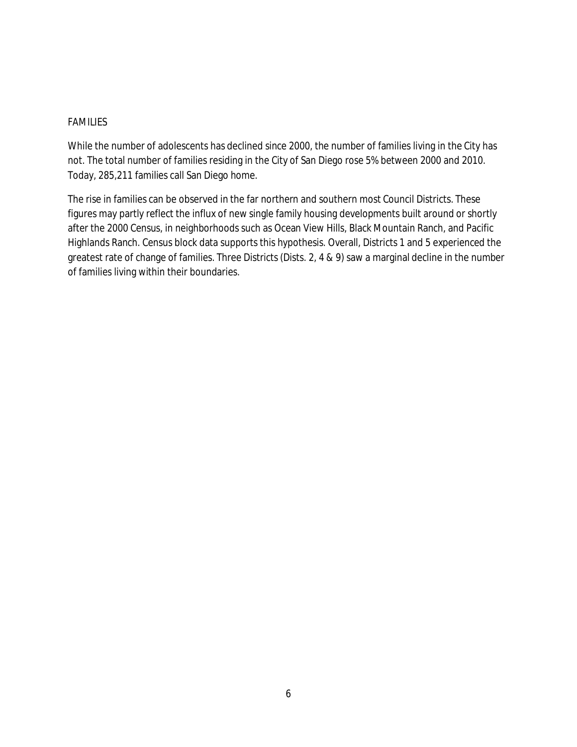## FAMILIES

While the number of adolescents has declined since 2000, the number of families living in the City has not. The total number of families residing in the City of San Diego rose 5% between 2000 and 2010. Today, 285,211 families call San Diego home.

The rise in families can be observed in the far northern and southern most Council Districts. These figures may partly reflect the influx of new single family housing developments built around or shortly after the 2000 Census, in neighborhoods such as Ocean View Hills, Black Mountain Ranch, and Pacific Highlands Ranch. Census block data supports this hypothesis. Overall, Districts 1 and 5 experienced the greatest rate of change of families. Three Districts (Dists. 2, 4 & 9) saw a marginal decline in the number of families living within their boundaries.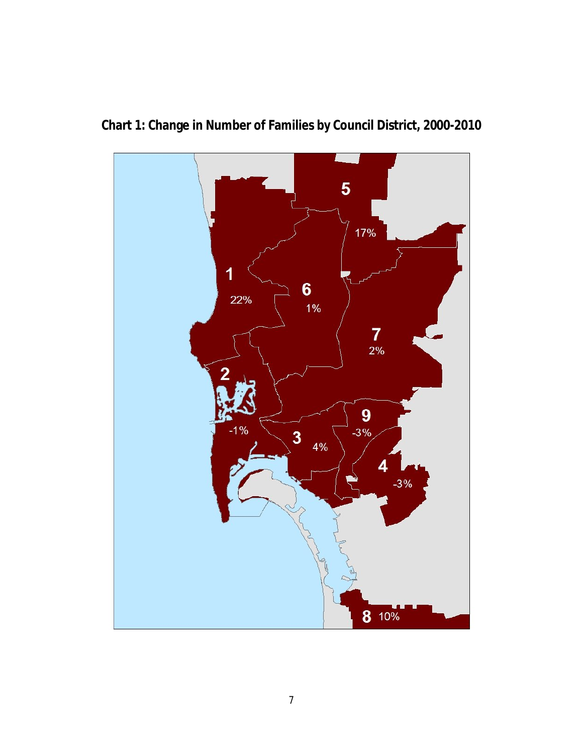**Chart 1: Change in Number of Families by Council District, 2000-2010**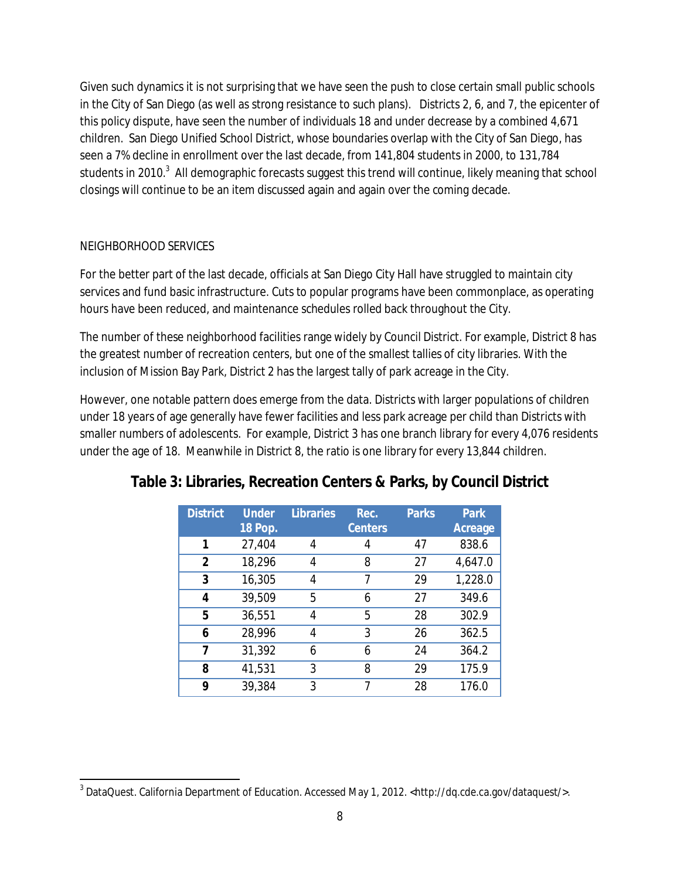Given such dynamics it is not surprising that we have seen the push to close certain small public schools in the City of San Diego (as well as strong resistance to such plans). Districts 2, 6, and 7, the epicenter of this policy dispute, have seen the number of individuals 18 and under decrease by a combined 4,671 children. San Diego Unified School District, whose boundaries overlap with the City of San Diego, has seen a 7% decline in enrollment over the last decade, from 141,804 students in 2000, to 131,784 students in 2010.[3] All demographic forecasts suggest this trend will continue, likely meaning that school closings will continue to be an item discussed again and again over the coming decade.

## NEIGHBORHOOD SERVICES

For the better part of the last decade, officials at San Diego City Hall have struggled to maintain city services and fund basic infrastructure. Cuts to popular programs have been commonplace, as operating hours have been reduced, and maintenance schedules rolled back throughout the City.

The number of these neighborhood facilities range widely by Council District. For example, District 8 has the greatest number of recreation centers, but one of the smallest tallies of city libraries. With the inclusion of Mission Bay Park, District 2 has the largest tally of park acreage in the City.

However, one notable pattern does emerge from the data. Districts with larger populations of children under 18 years of age generally have fewer facilities and less park acreage per child than Districts with smaller numbers of adolescents. For example, District 3 has one branch library for every 4,076 residents under the age of 18. Meanwhile in District 8, the ratio is one library for every 13,844 children.

**Table 3: Libraries, Recreation Centers & Parks, by Council District**

| District | Under 18 Pop. | Libraries | Rec. Centers | Parks | Park Acreage |
|---|---|---|---|---|---|
| **1** | 27,404 | 4 | 4 | 47 | 838.6 |
| **2** | 18,296 | 4 | 8 | 27 | 4,647.0 |
| **3** | 16,305 | 4 | 7 | 29 | 1,228.0 |
| **4** | 39,509 | 5 | 6 | 27 | 349.6 |
| **5** | 36,551 | 4 | 5 | 28 | 302.9 |
| **6** | 28,996 | 4 | 3 | 26 | 362.5 |
| **7** | 31,392 | 6 | 6 | 24 | 364.2 |
| **8** | 41,531 | 3 | 8 | 29 | 175.9 |
| **9** | 39,384 | 3 | 7 | 28 | 176.0 |

[3] DataQuest. California Department of Education. Accessed May 1, 2012. <http://dq.cde.ca.gov/dataquest/>.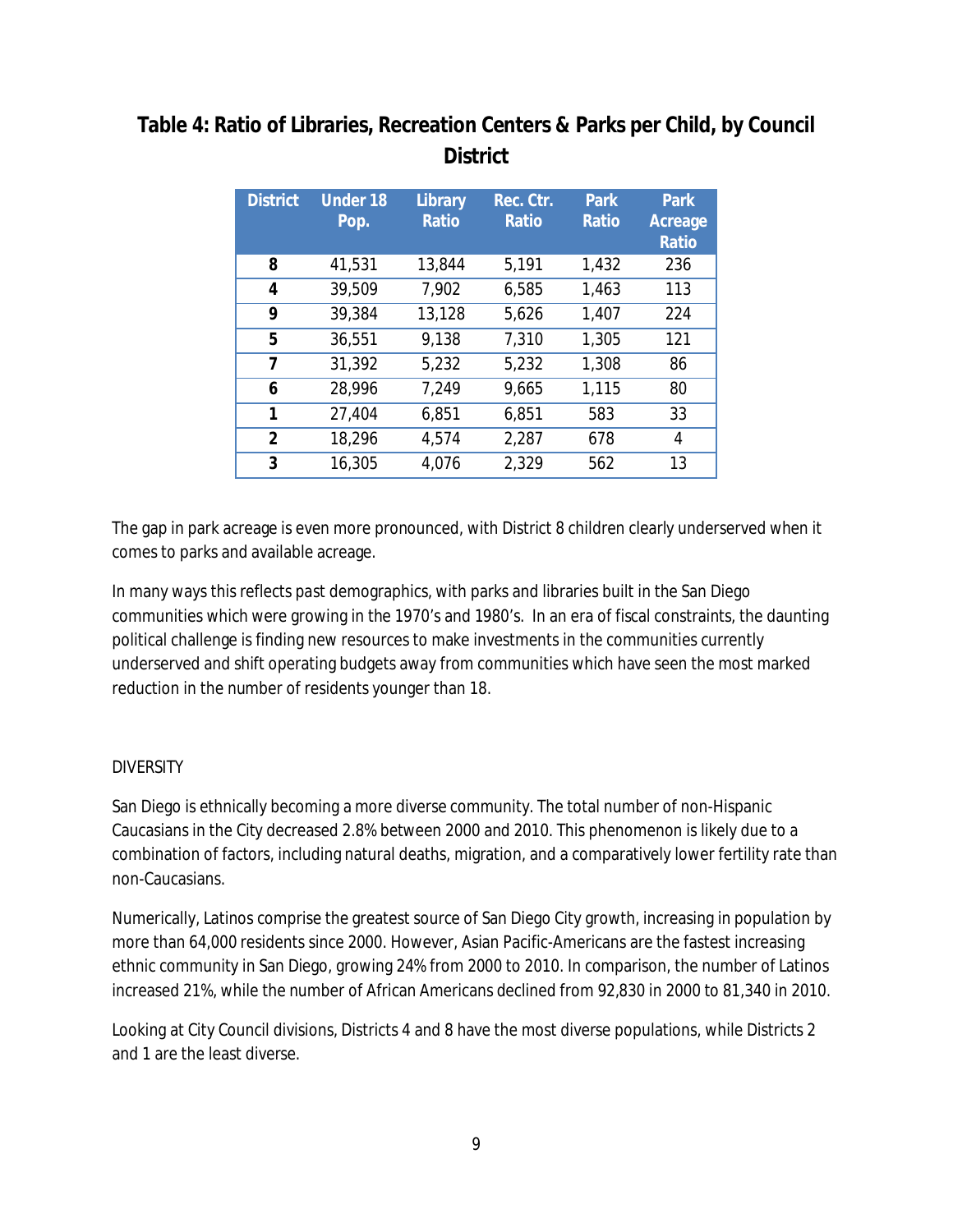## Table 4: Ratio of Libraries, Recreation Centers & Parks per Child, by Council District

| District | Under 18 Pop. | Library Ratio | Rec. Ctr. Ratio | Park Ratio | Park Acreage Ratio |
|---|---|---|---|---|---|
| **8** | 41,531 | 13,844 | 5,191 | 1,432 | 236 |
| **4** | 39,509 | 7,902 | 6,585 | 1,463 | 113 |
| **9** | 39,384 | 13,128 | 5,626 | 1,407 | 224 |
| **5** | 36,551 | 9,138 | 7,310 | 1,305 | 121 |
| **7** | 31,392 | 5,232 | 5,232 | 1,308 | 86 |
| **6** | 28,996 | 7,249 | 9,665 | 1,115 | 80 |
| **1** | 27,404 | 6,851 | 6,851 | 583 | 33 |
| **2** | 18,296 | 4,574 | 2,287 | 678 | 4 |
| **3** | 16,305 | 4,076 | 2,329 | 562 | 13 |

The gap in park acreage is even more pronounced, with District 8 children clearly underserved when it comes to parks and available acreage.

In many ways this reflects past demographics, with parks and libraries built in the San Diego communities which were growing in the 1970's and 1980's. In an era of fiscal constraints, the daunting political challenge is finding new resources to make investments in the communities currently underserved and shift operating budgets away from communities which have seen the most marked reduction in the number of residents younger than 18.

DIVERSITY

San Diego is ethnically becoming a more diverse community. The total number of non-Hispanic Caucasians in the City decreased 2.8% between 2000 and 2010. This phenomenon is likely due to a combination of factors, including natural deaths, migration, and a comparatively lower fertility rate than non-Caucasians.

Numerically, Latinos comprise the greatest source of San Diego City growth, increasing in population by more than 64,000 residents since 2000. However, Asian Pacific-Americans are the fastest increasing ethnic community in San Diego, growing 24% from 2000 to 2010. In comparison, the number of Latinos increased 21%, while the number of African Americans declined from 92,830 in 2000 to 81,340 in 2010.

Looking at City Council divisions, Districts 4 and 8 have the most diverse populations, while Districts 2 and 1 are the least diverse.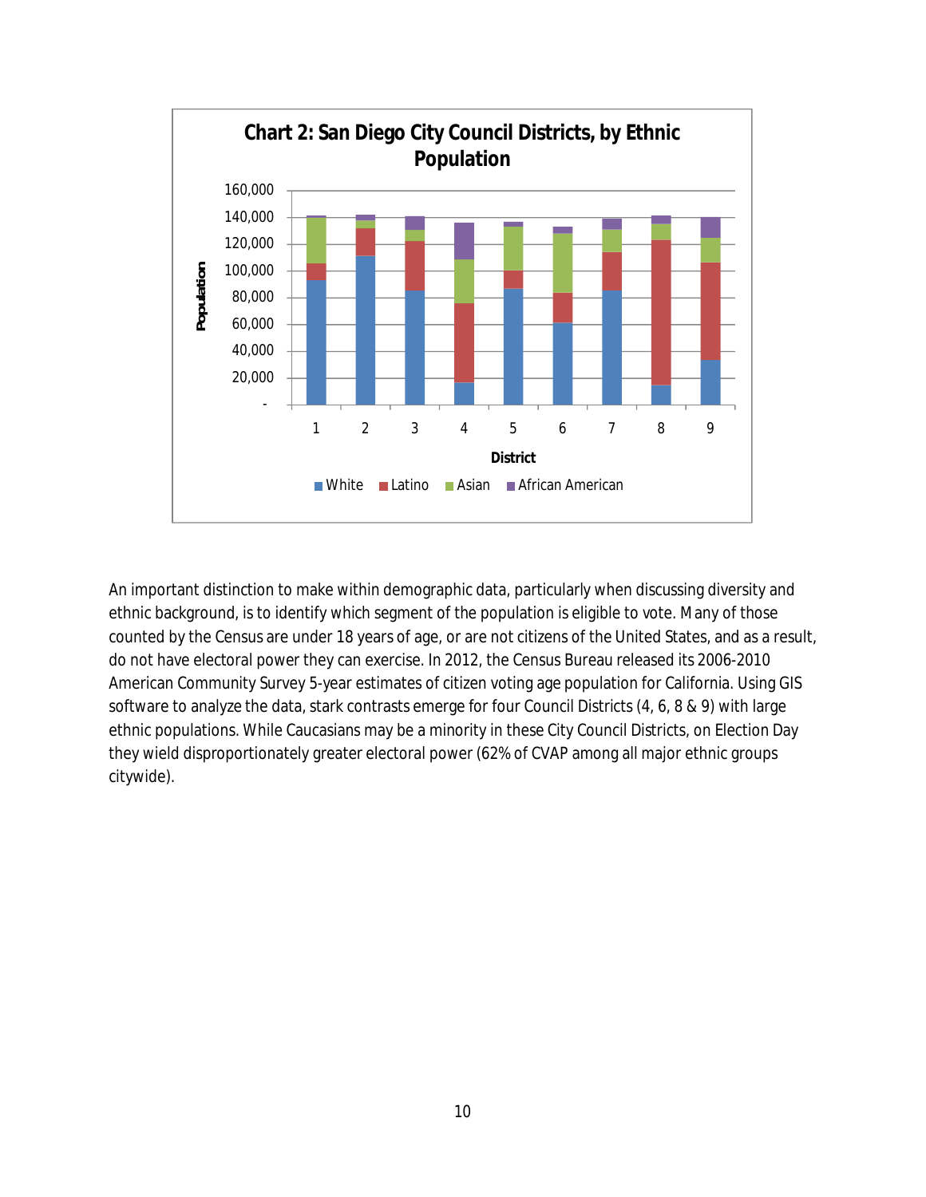**Chart 2: San Diego City Council Districts, by Ethnic Population**

An important distinction to make within demographic data, particularly when discussing diversity and ethnic background, is to identify which segment of the population is eligible to vote. Many of those counted by the Census are under 18 years of age, or are not citizens of the United States, and as a result, do not have electoral power they can exercise. In 2012, the Census Bureau released its 2006-2010 American Community Survey 5-year estimates of citizen voting age population for California. Using GIS software to analyze the data, stark contrasts emerge for four Council Districts (4, 6, 8 & 9) with large ethnic populations. While Caucasians may be a minority in these City Council Districts, on Election Day they wield disproportionately greater electoral power (62% of CVAP among all major ethnic groups citywide).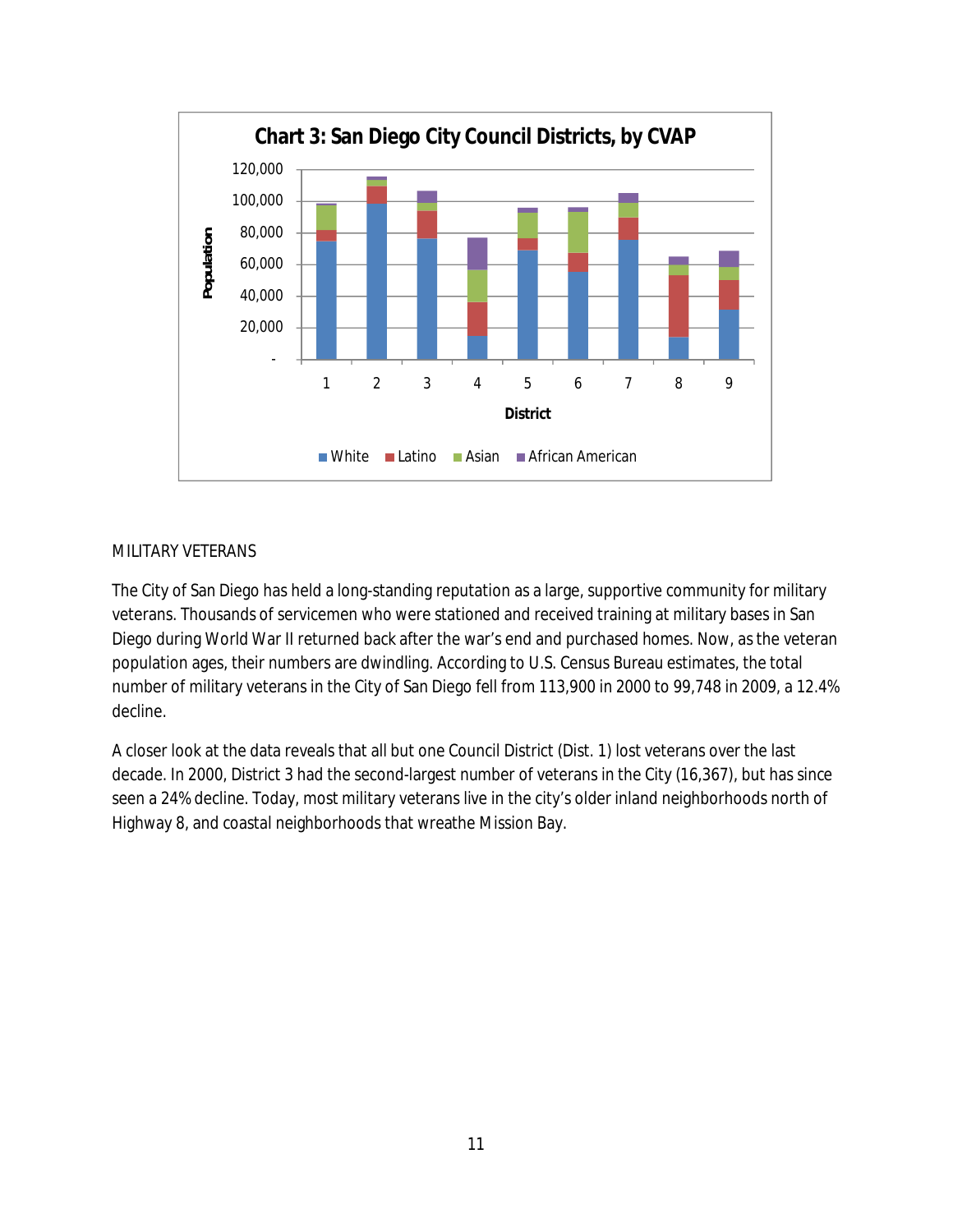MILITARY VETERANS

The City of San Diego has held a long-standing reputation as a large, supportive community for military veterans. Thousands of servicemen who were stationed and received training at military bases in San Diego during World War II returned back after the war's end and purchased homes. Now, as the veteran population ages, their numbers are dwindling. According to U.S. Census Bureau estimates, the total number of military veterans in the City of San Diego fell from 113,900 in 2000 to 99,748 in 2009, a 12.4% decline.

A closer look at the data reveals that all but one Council District (Dist. 1) lost veterans over the last decade. In 2000, District 3 had the second-largest number of veterans in the City (16,367), but has since seen a 24% decline. Today, most military veterans live in the city's older inland neighborhoods north of Highway 8, and coastal neighborhoods that wreathe Mission Bay.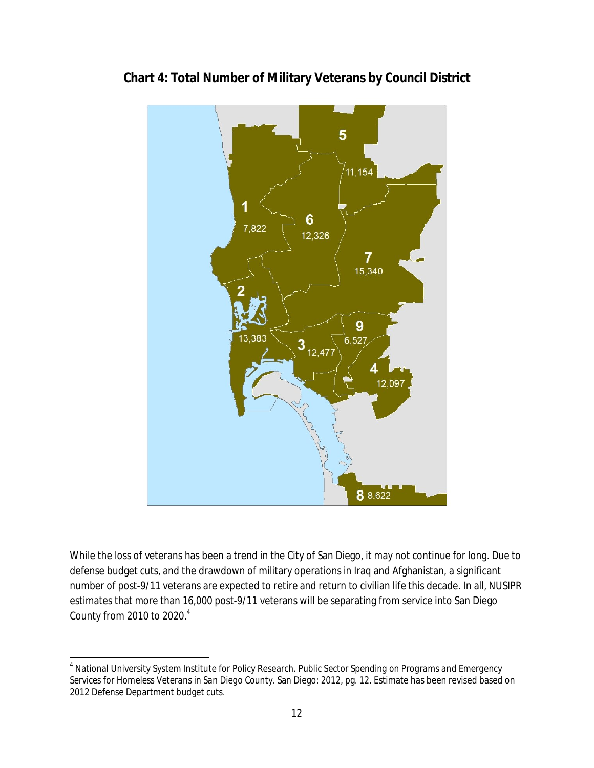**Chart 4: Total Number of Military Veterans by Council District**

| Council District | Number of Veterans |
| --- | --- |
| 1 | 7,822 |
| 2 | 13,383 |
| 3 | 12,477 |
| 4 | 12,097 |
| 5 | 11,154 |
| 6 | 12,326 |
| 7 | 15,340 |
| 8 | 8.622 |
| 9 | 6,527 |

While the loss of veterans has been a trend in the City of San Diego, it may not continue for long. Due to defense budget cuts, and the drawdown of military operations in Iraq and Afghanistan, a significant number of post-9/11 veterans are expected to retire and return to civilian life this decade. In all, NUSIPR estimates that more than 16,000 post-9/11 veterans will be separating from service into San Diego County from 2010 to 2020.[4]

---

[4] National University System Institute for Policy Research. *Public Sector Spending on Programs and Emergency Services for Homeless Veterans in San Diego County*. San Diego: 2012, pg. 12. Estimate has been revised based on 2012 Defense Department budget cuts.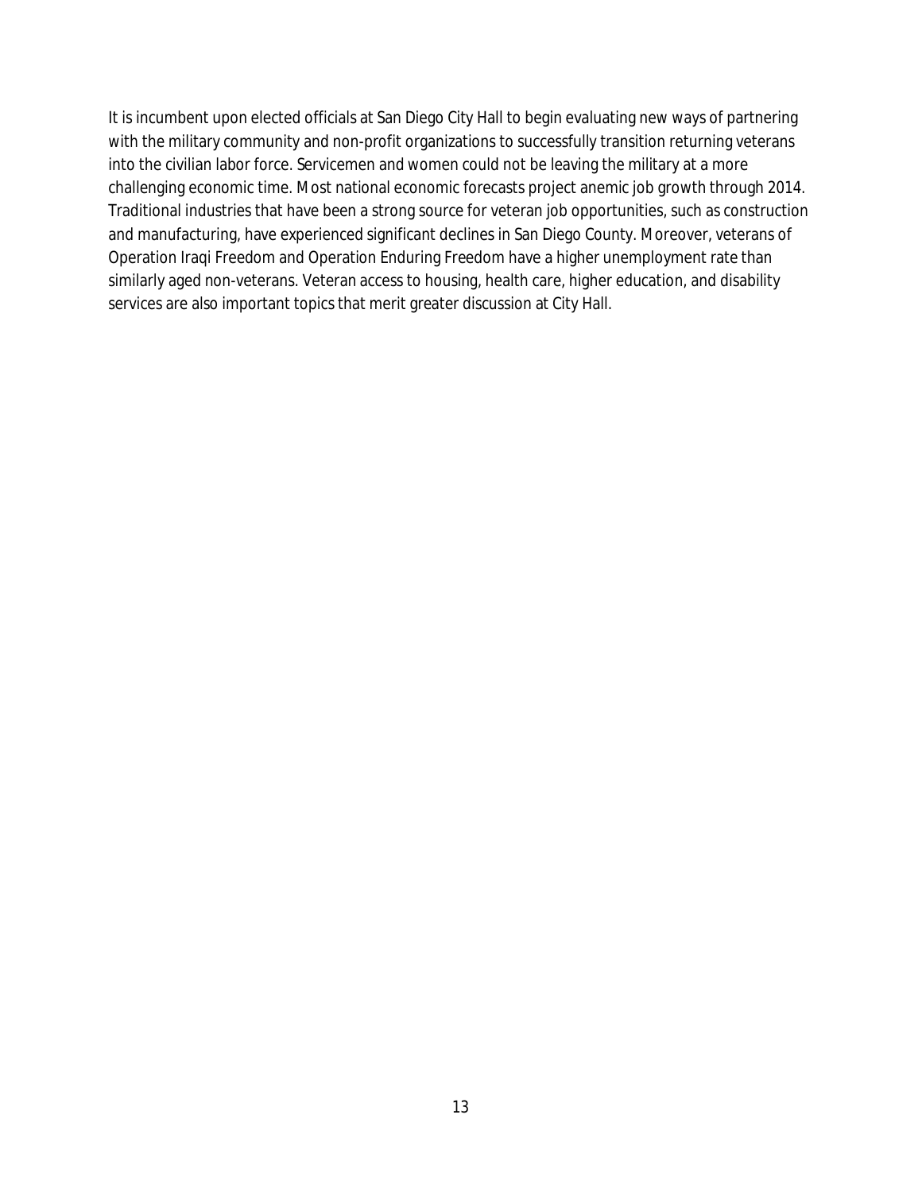It is incumbent upon elected officials at San Diego City Hall to begin evaluating new ways of partnering with the military community and non-profit organizations to successfully transition returning veterans into the civilian labor force. Servicemen and women could not be leaving the military at a more challenging economic time. Most national economic forecasts project anemic job growth through 2014. Traditional industries that have been a strong source for veteran job opportunities, such as construction and manufacturing, have experienced significant declines in San Diego County. Moreover, veterans of Operation Iraqi Freedom and Operation Enduring Freedom have a higher unemployment rate than similarly aged non-veterans. Veteran access to housing, health care, higher education, and disability services are also important topics that merit greater discussion at City Hall.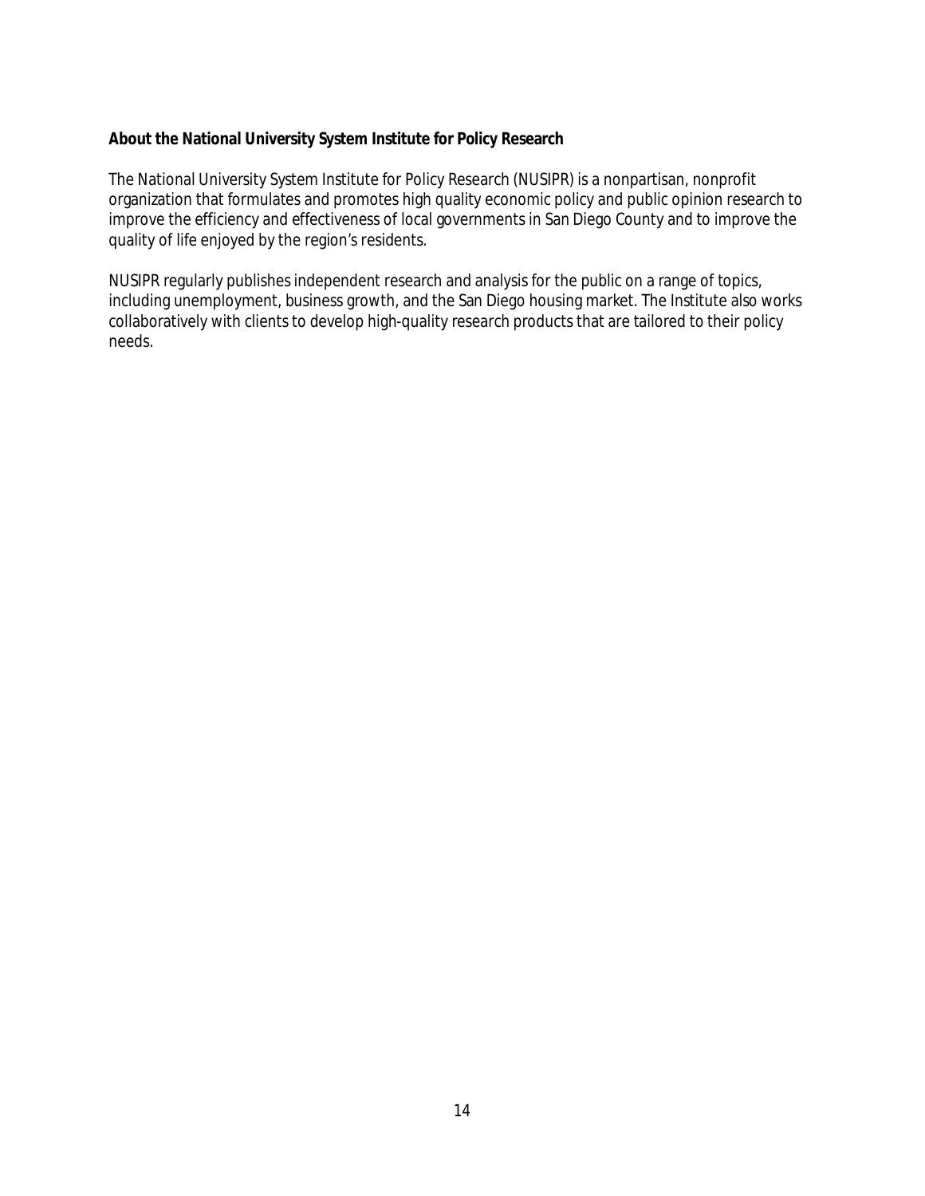**About the National University System Institute for Policy Research**

The National University System Institute for Policy Research (NUSIPR) is a nonpartisan, nonprofit organization that formulates and promotes high quality economic policy and public opinion research to improve the efficiency and effectiveness of local governments in San Diego County and to improve the quality of life enjoyed by the region's residents.

NUSIPR regularly publishes independent research and analysis for the public on a range of topics, including unemployment, business growth, and the San Diego housing market. The Institute also works collaboratively with clients to develop high-quality research products that are tailored to their policy needs.